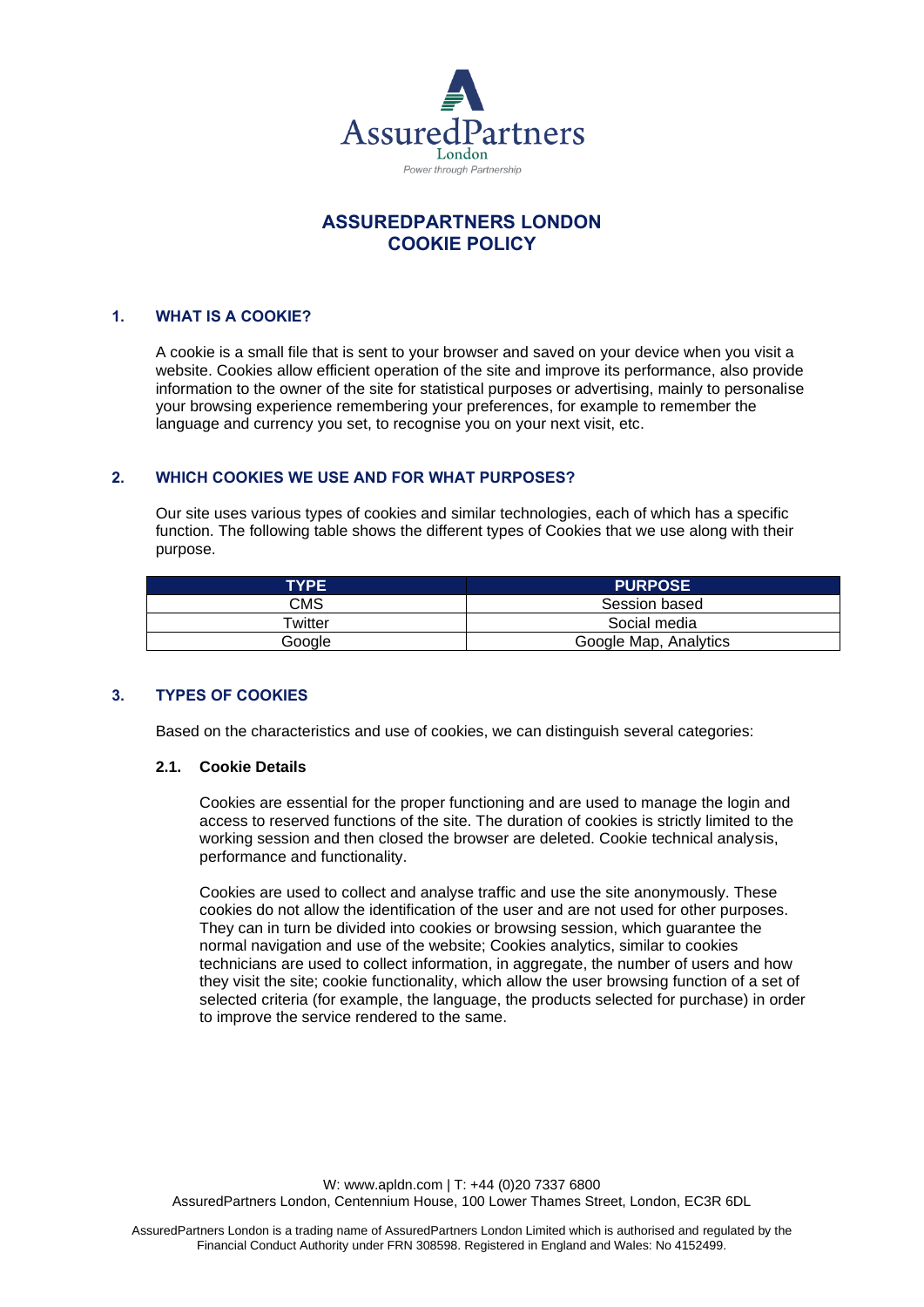AssuredPartners
London
*Power through Partnership*

# ASSUREDPARTNERS LONDON COOKIE POLICY

## 1. WHAT IS A COOKIE?

A cookie is a small file that is sent to your browser and saved on your device when you visit a website. Cookies allow efficient operation of the site and improve its performance, also provide information to the owner of the site for statistical purposes or advertising, mainly to personalise your browsing experience remembering your preferences, for example to remember the language and currency you set, to recognise you on your next visit, etc.

## 2. WHICH COOKIES WE USE AND FOR WHAT PURPOSES?

Our site uses various types of cookies and similar technologies, each of which has a specific function. The following table shows the different types of Cookies that we use along with their purpose.

| TYPE | PURPOSE |
|---|---|
| CMS | Session based |
| Twitter | Social media |
| Google | Google Map, Analytics |

## 3. TYPES OF COOKIES

Based on the characteristics and use of cookies, we can distinguish several categories:

### 2.1. Cookie Details

Cookies are essential for the proper functioning and are used to manage the login and access to reserved functions of the site. The duration of cookies is strictly limited to the working session and then closed the browser are deleted. Cookie technical analysis, performance and functionality.

Cookies are used to collect and analyse traffic and use the site anonymously. These cookies do not allow the identification of the user and are not used for other purposes. They can in turn be divided into cookies or browsing session, which guarantee the normal navigation and use of the website; Cookies analytics, similar to cookies technicians are used to collect information, in aggregate, the number of users and how they visit the site; cookie functionality, which allow the user browsing function of a set of selected criteria (for example, the language, the products selected for purchase) in order to improve the service rendered to the same.

W: www.apldn.com | T: +44 (0)20 7337 6800
AssuredPartners London, Centennium House, 100 Lower Thames Street, London, EC3R 6DL

AssuredPartners London is a trading name of AssuredPartners London Limited which is authorised and regulated by the Financial Conduct Authority under FRN 308598. Registered in England and Wales: No 4152499.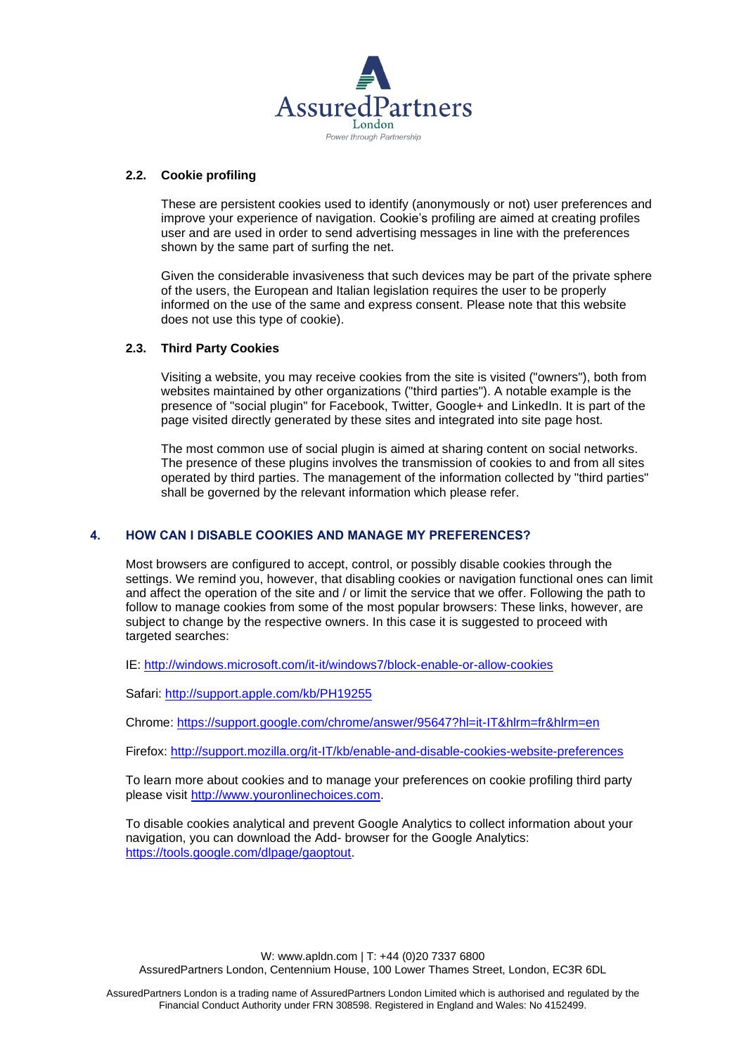### 2.2. Cookie profiling

These are persistent cookies used to identify (anonymously or not) user preferences and improve your experience of navigation. Cookie's profiling are aimed at creating profiles user and are used in order to send advertising messages in line with the preferences shown by the same part of surfing the net.

Given the considerable invasiveness that such devices may be part of the private sphere of the users, the European and Italian legislation requires the user to be properly informed on the use of the same and express consent. Please note that this website does not use this type of cookie).

### 2.3. Third Party Cookies

Visiting a website, you may receive cookies from the site is visited ("owners"), both from websites maintained by other organizations ("third parties"). A notable example is the presence of "social plugin" for Facebook, Twitter, Google+ and LinkedIn. It is part of the page visited directly generated by these sites and integrated into site page host.

The most common use of social plugin is aimed at sharing content on social networks. The presence of these plugins involves the transmission of cookies to and from all sites operated by third parties. The management of the information collected by "third parties" shall be governed by the relevant information which please refer.

## 4. HOW CAN I DISABLE COOKIES AND MANAGE MY PREFERENCES?

Most browsers are configured to accept, control, or possibly disable cookies through the settings. We remind you, however, that disabling cookies or navigation functional ones can limit and affect the operation of the site and / or limit the service that we offer. Following the path to follow to manage cookies from some of the most popular browsers: These links, however, are subject to change by the respective owners. In this case it is suggested to proceed with targeted searches:

IE: http://windows.microsoft.com/it-it/windows7/block-enable-or-allow-cookies

Safari: http://support.apple.com/kb/PH19255

Chrome: https://support.google.com/chrome/answer/95647?hl=it-IT&hlrm=fr&hlrm=en

Firefox: http://support.mozilla.org/it-IT/kb/enable-and-disable-cookies-website-preferences

To learn more about cookies and to manage your preferences on cookie profiling third party please visit http://www.youronlinechoices.com.

To disable cookies analytical and prevent Google Analytics to collect information about your navigation, you can download the Add- browser for the Google Analytics: https://tools.google.com/dlpage/gaoptout.